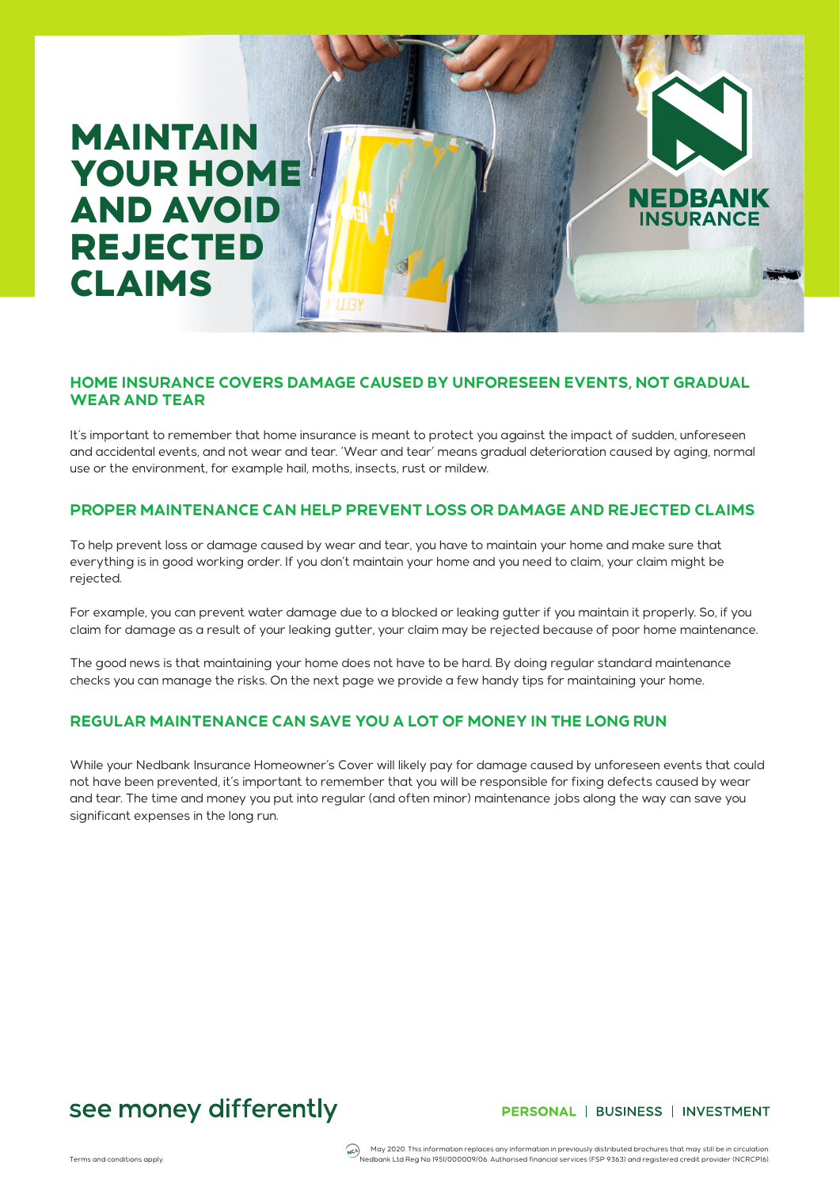# MAINTAIN YOUR HOME AND AVOID REJECTED CLAIMS

NEDBANK INSURANCE

## HOME INSURANCE COVERS DAMAGE CAUSED BY UNFORESEEN EVENTS, NOT GRADUAL WEAR AND TEAR

It's important to remember that home insurance is meant to protect you against the impact of sudden, unforeseen and accidental events, and not wear and tear. 'Wear and tear' means gradual deterioration caused by aging, normal use or the environment, for example hail, moths, insects, rust or mildew.

## PROPER MAINTENANCE CAN HELP PREVENT LOSS OR DAMAGE AND REJECTED CLAIMS

To help prevent loss or damage caused by wear and tear, you have to maintain your home and make sure that everything is in good working order. If you don't maintain your home and you need to claim, your claim might be rejected.

For example, you can prevent water damage due to a blocked or leaking gutter if you maintain it properly. So, if you claim for damage as a result of your leaking gutter, your claim may be rejected because of poor home maintenance.

The good news is that maintaining your home does not have to be hard. By doing regular standard maintenance checks you can manage the risks. On the next page we provide a few handy tips for maintaining your home.

## REGULAR MAINTENANCE CAN SAVE YOU A LOT OF MONEY IN THE LONG RUN

While your Nedbank Insurance Homeowner's Cover will likely pay for damage caused by unforeseen events that could not have been prevented, it's important to remember that you will be responsible for fixing defects caused by wear and tear. The time and money you put into regular (and often minor) maintenance jobs along the way can save you significant expenses in the long run.

see money differently

PERSONAL | BUSINESS | INVESTMENT

Terms and conditions apply.

May 2020. This information replaces any information in previously distributed brochures that may still be in circulation.
Nedbank Ltd Reg No 1951/000009/06. Authorised financial services (FSP 9363) and registered credit provider (NCRCP16).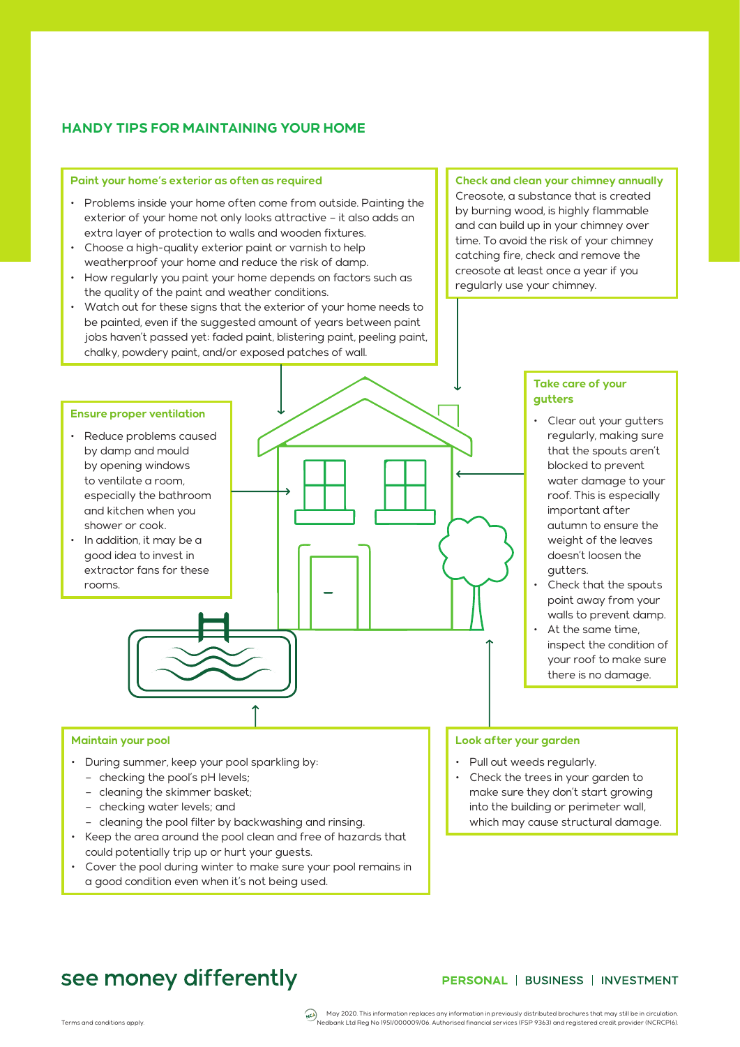## HANDY TIPS FOR MAINTAINING YOUR HOME

### Paint your home's exterior as often as required

- Problems inside your home often come from outside. Painting the exterior of your home not only looks attractive – it also adds an extra layer of protection to walls and wooden fixtures.
- Choose a high-quality exterior paint or varnish to help weatherproof your home and reduce the risk of damp.
- How regularly you paint your home depends on factors such as the quality of the paint and weather conditions.
- Watch out for these signs that the exterior of your home needs to be painted, even if the suggested amount of years between paint jobs haven't passed yet: faded paint, blistering paint, peeling paint, chalky, powdery paint, and/or exposed patches of wall.

### Check and clean your chimney annually

Creosote, a substance that is created by burning wood, is highly flammable and can build up in your chimney over time. To avoid the risk of your chimney catching fire, check and remove the creosote at least once a year if you regularly use your chimney.

### Ensure proper ventilation

- Reduce problems caused by damp and mould by opening windows to ventilate a room, especially the bathroom and kitchen when you shower or cook.
- In addition, it may be a good idea to invest in extractor fans for these rooms.

### Take care of your gutters

- Clear out your gutters regularly, making sure that the spouts aren't blocked to prevent water damage to your roof. This is especially important after autumn to ensure the weight of the leaves doesn't loosen the gutters.
- Check that the spouts point away from your walls to prevent damp.
- At the same time, inspect the condition of your roof to make sure there is no damage.

### Maintain your pool

- During summer, keep your pool sparkling by:
  - checking the pool's pH levels;
  - cleaning the skimmer basket;
  - checking water levels; and
  - cleaning the pool filter by backwashing and rinsing.
- Keep the area around the pool clean and free of hazards that could potentially trip up or hurt your guests.
- Cover the pool during winter to make sure your pool remains in a good condition even when it's not being used.

### Look after your garden

- Pull out weeds regularly.
- Check the trees in your garden to make sure they don't start growing into the building or perimeter wall, which may cause structural damage.

see money differently

PERSONAL | BUSINESS | INVESTMENT

Terms and conditions apply.

May 2020. This information replaces any information in previously distributed brochures that may still be in circulation. Nedbank Ltd Reg No 1951/000009/06. Authorised financial services (FSP 9363) and registered credit provider (NCRCP16).